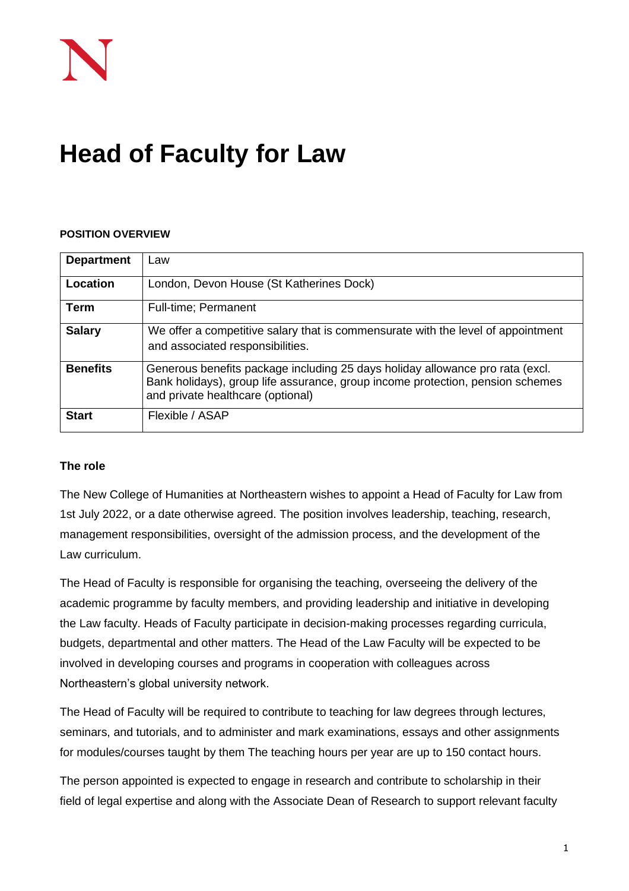# Head of Faculty for Law

**POSITION OVERVIEW**

| **Department** | Law |
|---|---|
| **Location** | London, Devon House (St Katherines Dock) |
| **Term** | Full-time; Permanent |
| **Salary** | We offer a competitive salary that is commensurate with the level of appointment and associated responsibilities. |
| **Benefits** | Generous benefits package including 25 days holiday allowance pro rata (excl. Bank holidays), group life assurance, group income protection, pension schemes and private healthcare (optional) |
| **Start** | Flexible / ASAP |

### The role

The New College of Humanities at Northeastern wishes to appoint a Head of Faculty for Law from 1st July 2022, or a date otherwise agreed. The position involves leadership, teaching, research, management responsibilities, oversight of the admission process, and the development of the Law curriculum.

The Head of Faculty is responsible for organising the teaching, overseeing the delivery of the academic programme by faculty members, and providing leadership and initiative in developing the Law faculty. Heads of Faculty participate in decision-making processes regarding curricula, budgets, departmental and other matters. The Head of the Law Faculty will be expected to be involved in developing courses and programs in cooperation with colleagues across Northeastern's global university network.

The Head of Faculty will be required to contribute to teaching for law degrees through lectures, seminars, and tutorials, and to administer and mark examinations, essays and other assignments for modules/courses taught by them The teaching hours per year are up to 150 contact hours.

The person appointed is expected to engage in research and contribute to scholarship in their field of legal expertise and along with the Associate Dean of Research to support relevant faculty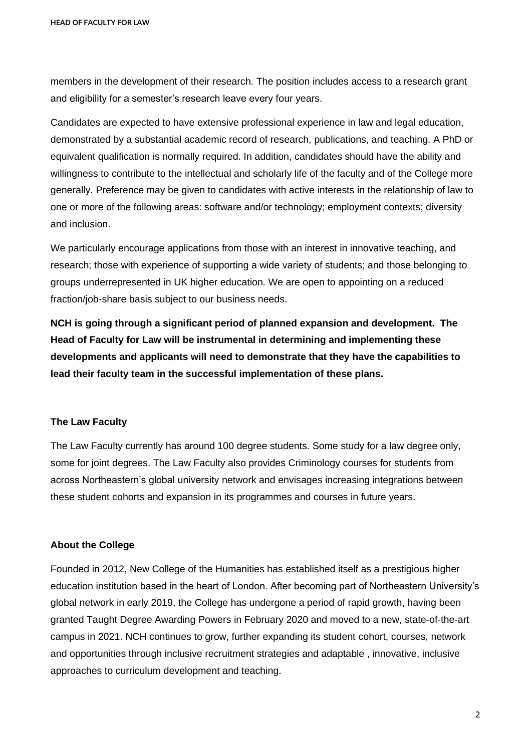members in the development of their research. The position includes access to a research grant and eligibility for a semester's research leave every four years.

Candidates are expected to have extensive professional experience in law and legal education, demonstrated by a substantial academic record of research, publications, and teaching. A PhD or equivalent qualification is normally required. In addition, candidates should have the ability and willingness to contribute to the intellectual and scholarly life of the faculty and of the College more generally. Preference may be given to candidates with active interests in the relationship of law to one or more of the following areas: software and/or technology; employment contexts; diversity and inclusion.

We particularly encourage applications from those with an interest in innovative teaching, and research; those with experience of supporting a wide variety of students; and those belonging to groups underrepresented in UK higher education. We are open to appointing on a reduced fraction/job-share basis subject to our business needs.

**NCH is going through a significant period of planned expansion and development. The Head of Faculty for Law will be instrumental in determining and implementing these developments and applicants will need to demonstrate that they have the capabilities to lead their faculty team in the successful implementation of these plans.**

### The Law Faculty

The Law Faculty currently has around 100 degree students. Some study for a law degree only, some for joint degrees. The Law Faculty also provides Criminology courses for students from across Northeastern's global university network and envisages increasing integrations between these student cohorts and expansion in its programmes and courses in future years.

### About the College

Founded in 2012, New College of the Humanities has established itself as a prestigious higher education institution based in the heart of London. After becoming part of Northeastern University's global network in early 2019, the College has undergone a period of rapid growth, having been granted Taught Degree Awarding Powers in February 2020 and moved to a new, state-of-the-art campus in 2021. NCH continues to grow, further expanding its student cohort, courses, network and opportunities through inclusive recruitment strategies and adaptable , innovative, inclusive approaches to curriculum development and teaching.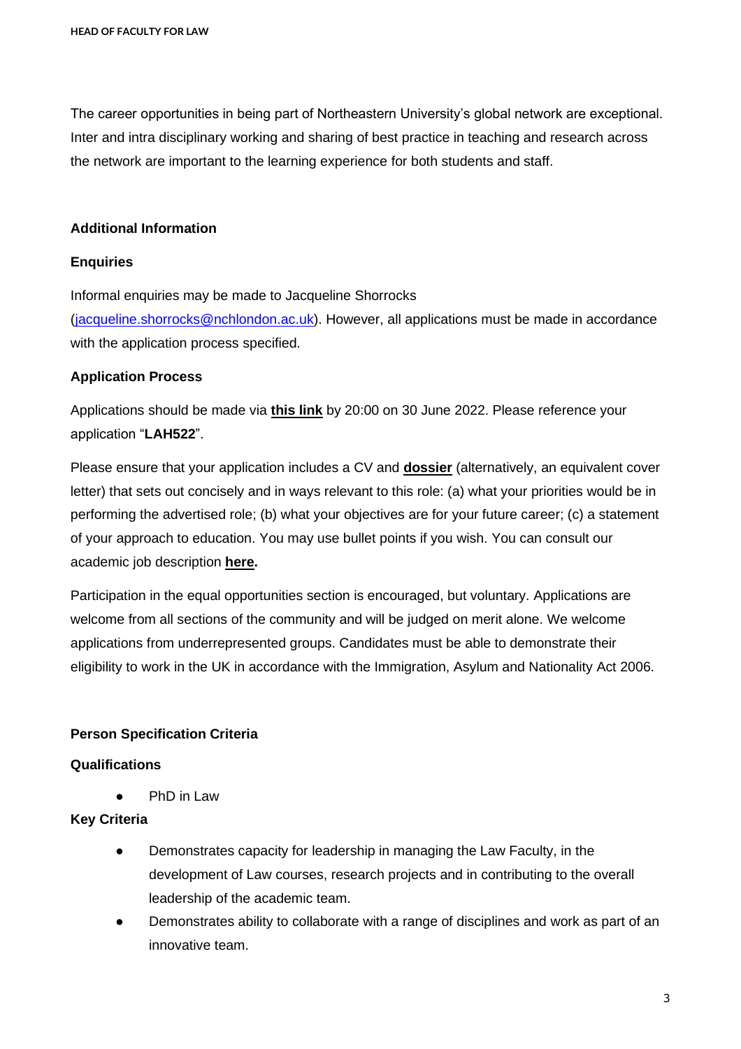The career opportunities in being part of Northeastern University's global network are exceptional. Inter and intra disciplinary working and sharing of best practice in teaching and research across the network are important to the learning experience for both students and staff.

## Additional Information

### Enquiries

Informal enquiries may be made to Jacqueline Shorrocks (jacqueline.shorrocks@nchlondon.ac.uk). However, all applications must be made in accordance with the application process specified.

### Application Process

Applications should be made via **this link** by 20:00 on 30 June 2022. Please reference your application "**LAH522**".

Please ensure that your application includes a CV and **dossier** (alternatively, an equivalent cover letter) that sets out concisely and in ways relevant to this role: (a) what your priorities would be in performing the advertised role; (b) what your objectives are for your future career; (c) a statement of your approach to education. You may use bullet points if you wish. You can consult our academic job description **here.**

Participation in the equal opportunities section is encouraged, but voluntary. Applications are welcome from all sections of the community and will be judged on merit alone. We welcome applications from underrepresented groups. Candidates must be able to demonstrate their eligibility to work in the UK in accordance with the Immigration, Asylum and Nationality Act 2006.

## Person Specification Criteria

### Qualifications

- PhD in Law

### Key Criteria

- Demonstrates capacity for leadership in managing the Law Faculty, in the development of Law courses, research projects and in contributing to the overall leadership of the academic team.
- Demonstrates ability to collaborate with a range of disciplines and work as part of an innovative team.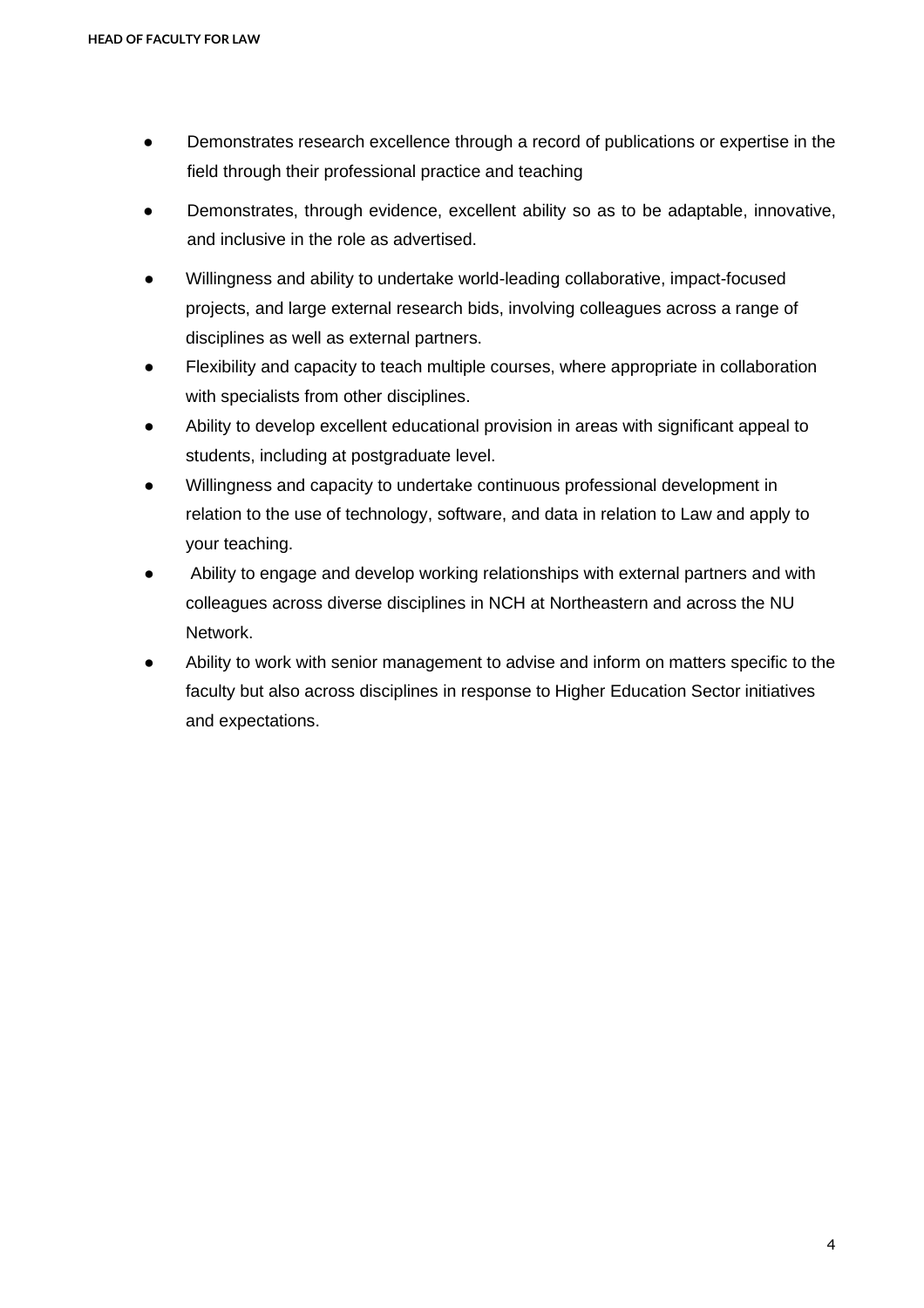- Demonstrates research excellence through a record of publications or expertise in the field through their professional practice and teaching
- Demonstrates, through evidence, excellent ability so as to be adaptable, innovative, and inclusive in the role as advertised.
- Willingness and ability to undertake world-leading collaborative, impact-focused projects, and large external research bids, involving colleagues across a range of disciplines as well as external partners.
- Flexibility and capacity to teach multiple courses, where appropriate in collaboration with specialists from other disciplines.
- Ability to develop excellent educational provision in areas with significant appeal to students, including at postgraduate level.
- Willingness and capacity to undertake continuous professional development in relation to the use of technology, software, and data in relation to Law and apply to your teaching.
- Ability to engage and develop working relationships with external partners and with colleagues across diverse disciplines in NCH at Northeastern and across the NU Network.
- Ability to work with senior management to advise and inform on matters specific to the faculty but also across disciplines in response to Higher Education Sector initiatives and expectations.